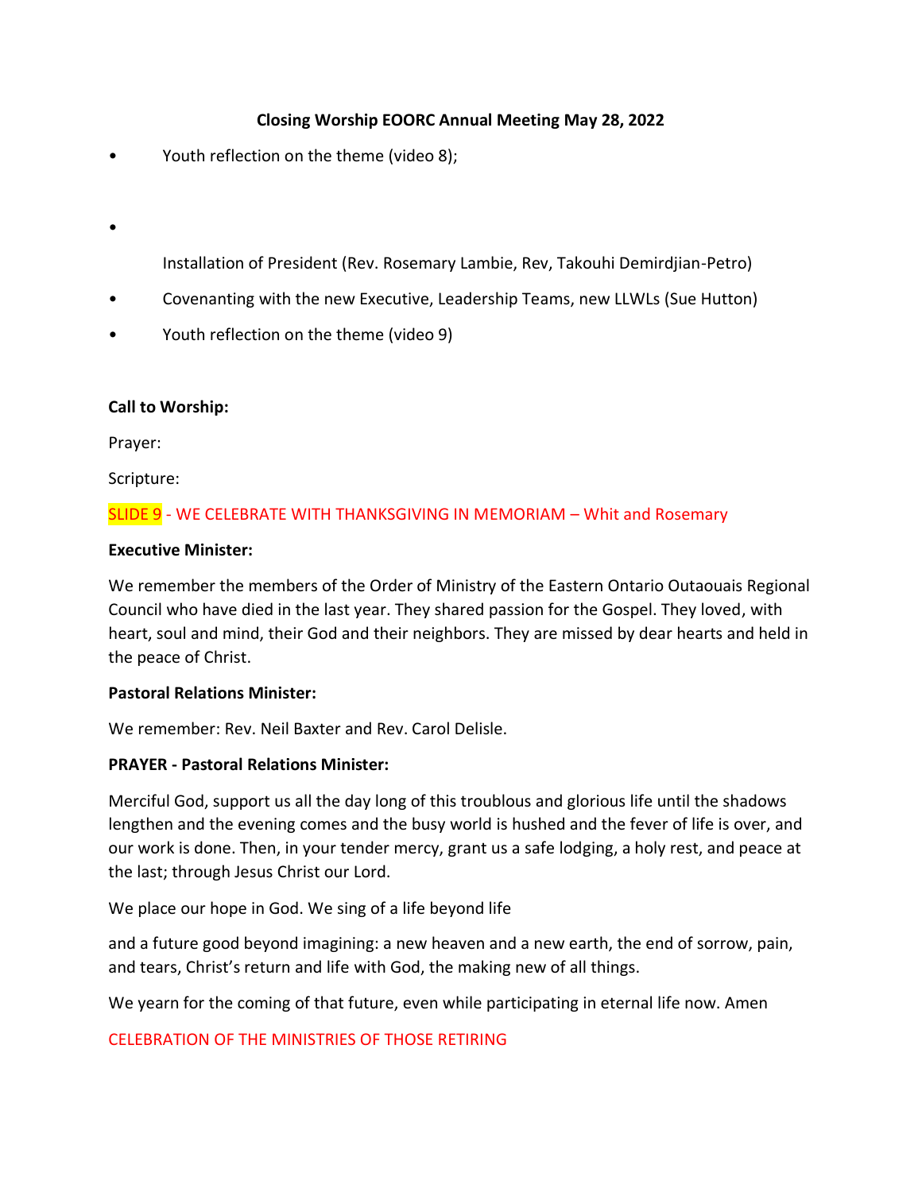**Closing Worship EOORC Annual Meeting May 28, 2022**

- Youth reflection on the theme (video 8);

- Installation of President (Rev. Rosemary Lambie, Rev, Takouhi Demirdjian-Petro)
- Covenanting with the new Executive, Leadership Teams, new LLWLs (Sue Hutton)
- Youth reflection on the theme (video 9)

**Call to Worship:**

Prayer:

Scripture:

SLIDE 9 - WE CELEBRATE WITH THANKSGIVING IN MEMORIAM – Whit and Rosemary

**Executive Minister:**

We remember the members of the Order of Ministry of the Eastern Ontario Outaouais Regional Council who have died in the last year. They shared passion for the Gospel. They loved, with heart, soul and mind, their God and their neighbors. They are missed by dear hearts and held in the peace of Christ.

**Pastoral Relations Minister:**

We remember: Rev. Neil Baxter and Rev. Carol Delisle.

**PRAYER - Pastoral Relations Minister:**

Merciful God, support us all the day long of this troublous and glorious life until the shadows lengthen and the evening comes and the busy world is hushed and the fever of life is over, and our work is done. Then, in your tender mercy, grant us a safe lodging, a holy rest, and peace at the last; through Jesus Christ our Lord.

We place our hope in God. We sing of a life beyond life

and a future good beyond imagining: a new heaven and a new earth, the end of sorrow, pain, and tears, Christ's return and life with God, the making new of all things.

We yearn for the coming of that future, even while participating in eternal life now. Amen

CELEBRATION OF THE MINISTRIES OF THOSE RETIRING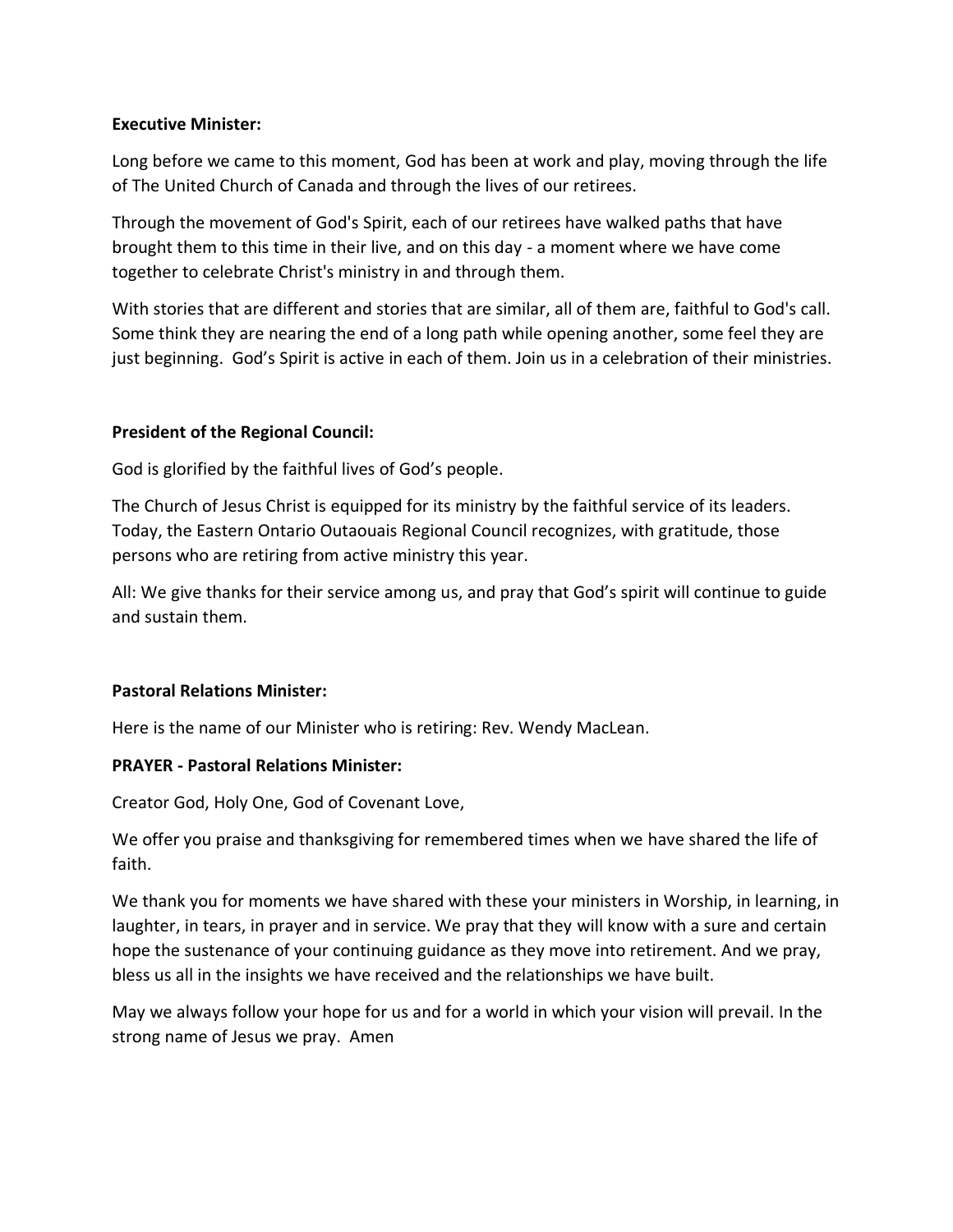**Executive Minister:**

Long before we came to this moment, God has been at work and play, moving through the life of The United Church of Canada and through the lives of our retirees.

Through the movement of God's Spirit, each of our retirees have walked paths that have brought them to this time in their live, and on this day - a moment where we have come together to celebrate Christ's ministry in and through them.

With stories that are different and stories that are similar, all of them are, faithful to God's call. Some think they are nearing the end of a long path while opening another, some feel they are just beginning. God's Spirit is active in each of them. Join us in a celebration of their ministries.

**President of the Regional Council:**

God is glorified by the faithful lives of God's people.

The Church of Jesus Christ is equipped for its ministry by the faithful service of its leaders. Today, the Eastern Ontario Outaouais Regional Council recognizes, with gratitude, those persons who are retiring from active ministry this year.

All: We give thanks for their service among us, and pray that God's spirit will continue to guide and sustain them.

**Pastoral Relations Minister:**

Here is the name of our Minister who is retiring: Rev. Wendy MacLean.

**PRAYER - Pastoral Relations Minister:**

Creator God, Holy One, God of Covenant Love,

We offer you praise and thanksgiving for remembered times when we have shared the life of faith.

We thank you for moments we have shared with these your ministers in Worship, in learning, in laughter, in tears, in prayer and in service. We pray that they will know with a sure and certain hope the sustenance of your continuing guidance as they move into retirement. And we pray, bless us all in the insights we have received and the relationships we have built.

May we always follow your hope for us and for a world in which your vision will prevail. In the strong name of Jesus we pray. Amen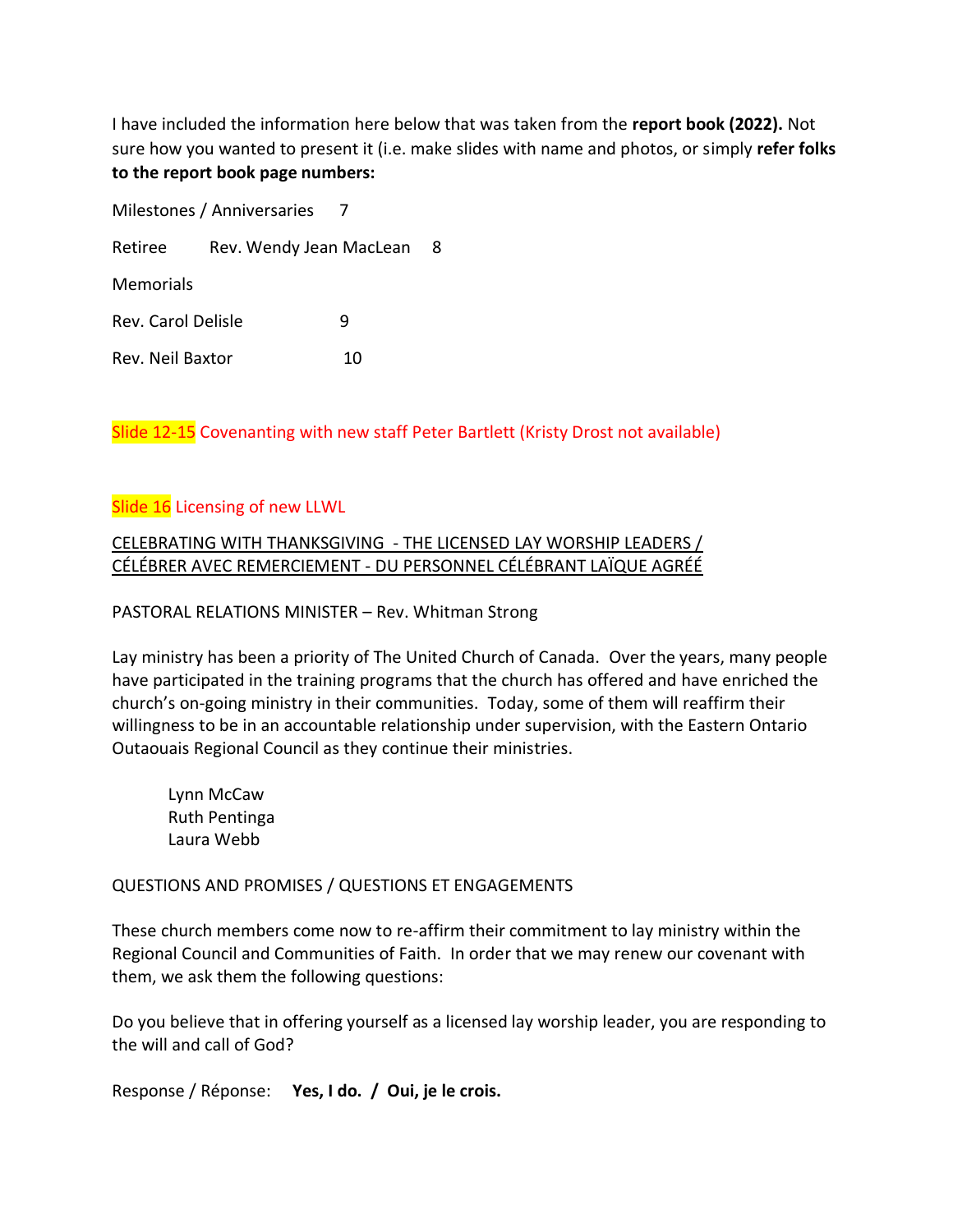I have included the information here below that was taken from the **report book (2022).** Not sure how you wanted to present it (i.e. make slides with name and photos, or simply **refer folks to the report book page numbers:**

Milestones / Anniversaries 7

Retiree Rev. Wendy Jean MacLean 8

Memorials

Rev. Carol Delisle 9

Rev. Neil Baxtor 10

Slide 12-15 Covenanting with new staff Peter Bartlett (Kristy Drost not available)

Slide 16 Licensing of new LLWL

CELEBRATING WITH THANKSGIVING - THE LICENSED LAY WORSHIP LEADERS / CÉLÉBRER AVEC REMERCIEMENT - DU PERSONNEL CÉLÉBRANT LAÏQUE AGRÉÉ

PASTORAL RELATIONS MINISTER – Rev. Whitman Strong

Lay ministry has been a priority of The United Church of Canada. Over the years, many people have participated in the training programs that the church has offered and have enriched the church's on-going ministry in their communities. Today, some of them will reaffirm their willingness to be in an accountable relationship under supervision, with the Eastern Ontario Outaouais Regional Council as they continue their ministries.

Lynn McCaw
Ruth Pentinga
Laura Webb

QUESTIONS AND PROMISES / QUESTIONS ET ENGAGEMENTS

These church members come now to re-affirm their commitment to lay ministry within the Regional Council and Communities of Faith. In order that we may renew our covenant with them, we ask them the following questions:

Do you believe that in offering yourself as a licensed lay worship leader, you are responding to the will and call of God?

Response / Réponse: **Yes, I do. / Oui, je le crois.**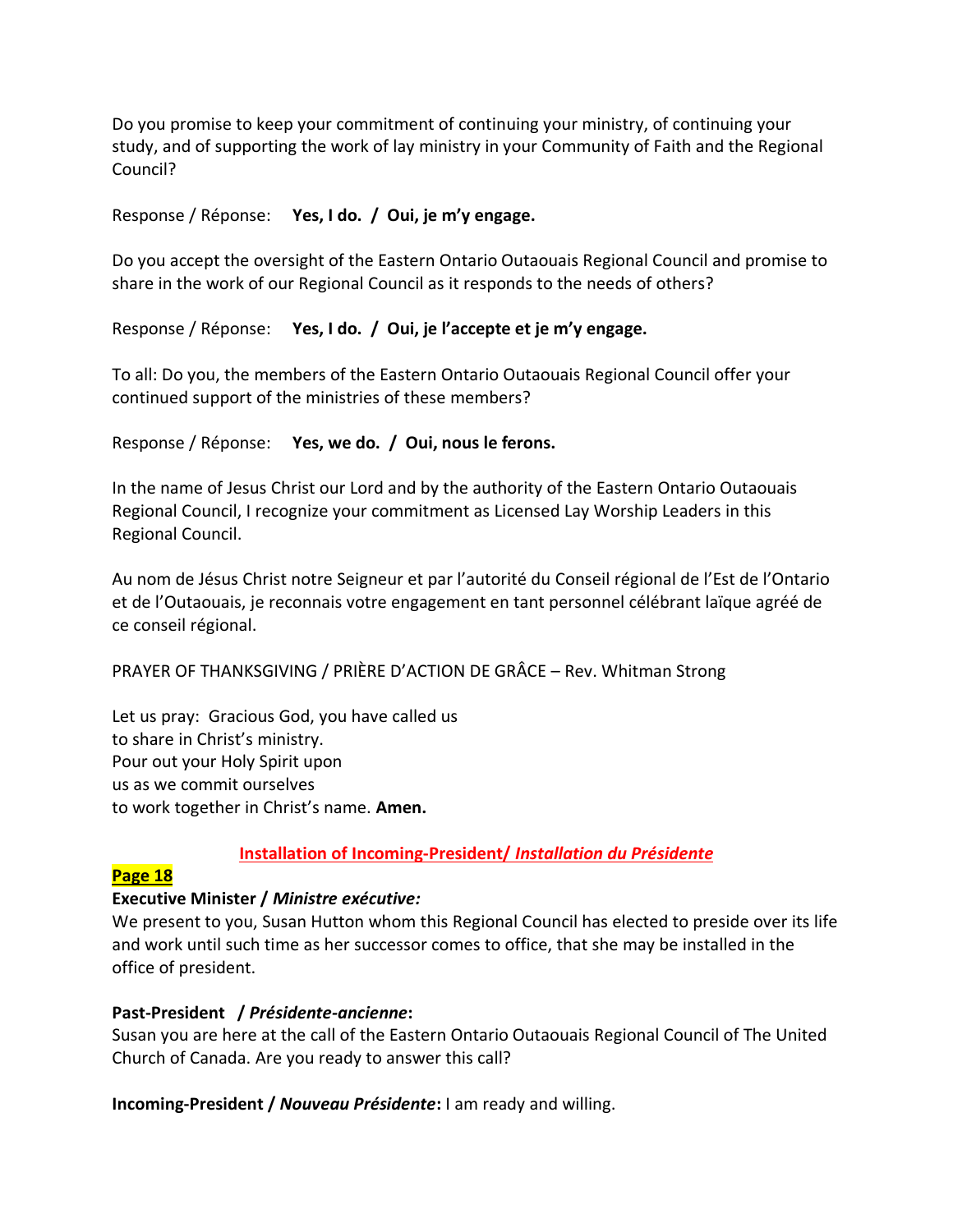Do you promise to keep your commitment of continuing your ministry, of continuing your study, and of supporting the work of lay ministry in your Community of Faith and the Regional Council?

Response / Réponse: **Yes, I do. / Oui, je m'y engage.**

Do you accept the oversight of the Eastern Ontario Outaouais Regional Council and promise to share in the work of our Regional Council as it responds to the needs of others?

Response / Réponse: **Yes, I do. / Oui, je l'accepte et je m'y engage.**

To all: Do you, the members of the Eastern Ontario Outaouais Regional Council offer your continued support of the ministries of these members?

Response / Réponse: **Yes, we do. / Oui, nous le ferons.**

In the name of Jesus Christ our Lord and by the authority of the Eastern Ontario Outaouais Regional Council, I recognize your commitment as Licensed Lay Worship Leaders in this Regional Council.

Au nom de Jésus Christ notre Seigneur et par l'autorité du Conseil régional de l'Est de l'Ontario et de l'Outaouais, je reconnais votre engagement en tant personnel célébrant laïque agréé de ce conseil régional.

PRAYER OF THANKSGIVING / PRIÈRE D'ACTION DE GRÂCE – Rev. Whitman Strong

Let us pray: Gracious God, you have called us
to share in Christ's ministry.
Pour out your Holy Spirit upon
us as we commit ourselves
to work together in Christ's name. **Amen.**

## Installation of Incoming-President/ *Installation du Présidente*

**Page 18**

**Executive Minister / *Ministre exécutive:***
We present to you, Susan Hutton whom this Regional Council has elected to preside over its life and work until such time as her successor comes to office, that she may be installed in the office of president.

**Past-President / *Présidente-ancienne*:**
Susan you are here at the call of the Eastern Ontario Outaouais Regional Council of The United Church of Canada. Are you ready to answer this call?

**Incoming-President / *Nouveau Présidente*:** I am ready and willing.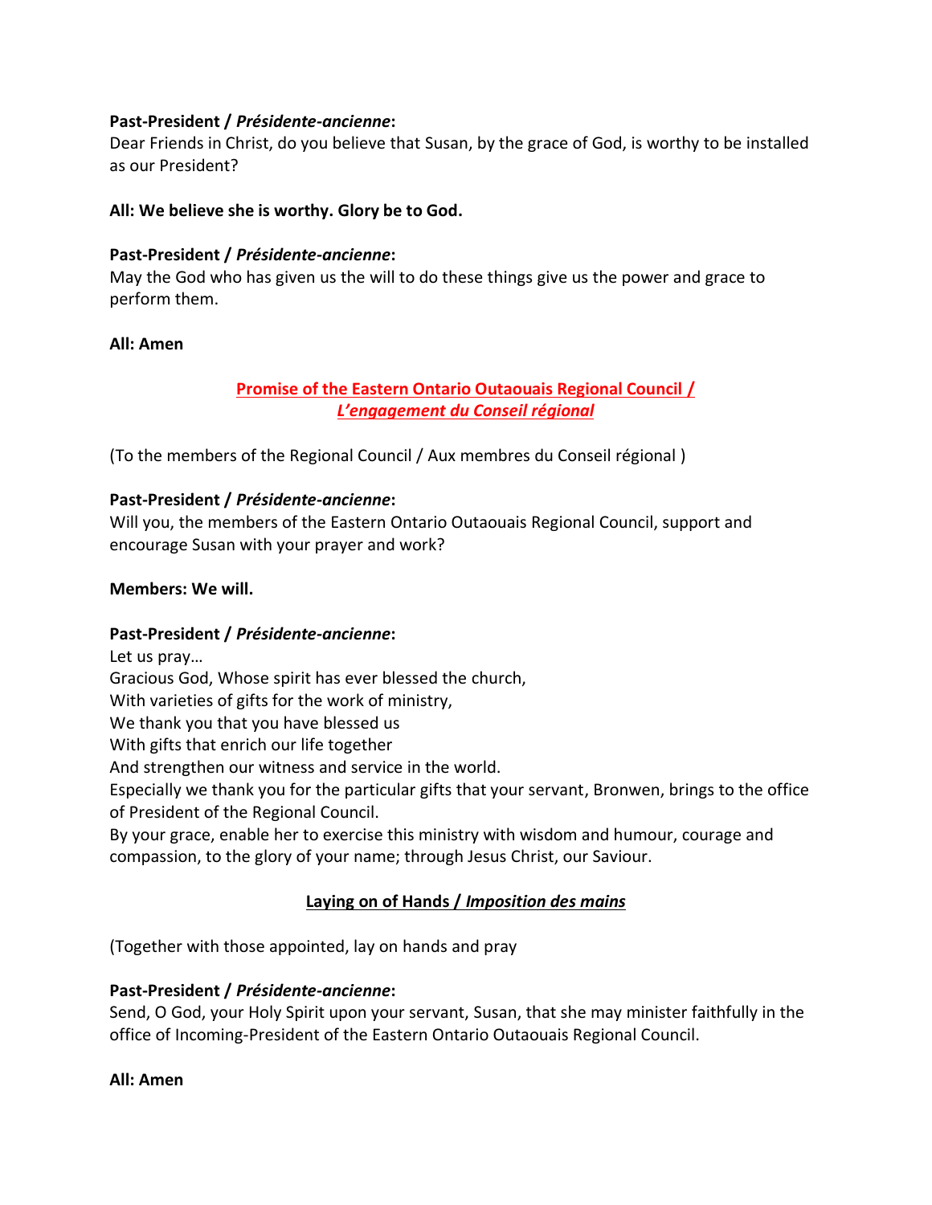**Past-President / *Présidente-ancienne*:**
Dear Friends in Christ, do you believe that Susan, by the grace of God, is worthy to be installed as our President?

**All: We believe she is worthy. Glory be to God.**

**Past-President / *Présidente-ancienne*:**
May the God who has given us the will to do these things give us the power and grace to perform them.

**All: Amen**

## Promise of the Eastern Ontario Outaouais Regional Council / *L'engagement du Conseil régional*

(To the members of the Regional Council / Aux membres du Conseil régional )

**Past-President / *Présidente-ancienne*:**
Will you, the members of the Eastern Ontario Outaouais Regional Council, support and encourage Susan with your prayer and work?

**Members: We will.**

**Past-President / *Présidente-ancienne*:**
Let us pray…
Gracious God, Whose spirit has ever blessed the church,
With varieties of gifts for the work of ministry,
We thank you that you have blessed us
With gifts that enrich our life together
And strengthen our witness and service in the world.
Especially we thank you for the particular gifts that your servant, Bronwen, brings to the office of President of the Regional Council.
By your grace, enable her to exercise this ministry with wisdom and humour, courage and compassion, to the glory of your name; through Jesus Christ, our Saviour.

## Laying on of Hands / *Imposition des mains*

(Together with those appointed, lay on hands and pray

**Past-President / *Présidente-ancienne*:**
Send, O God, your Holy Spirit upon your servant, Susan, that she may minister faithfully in the office of Incoming-President of the Eastern Ontario Outaouais Regional Council.

**All: Amen**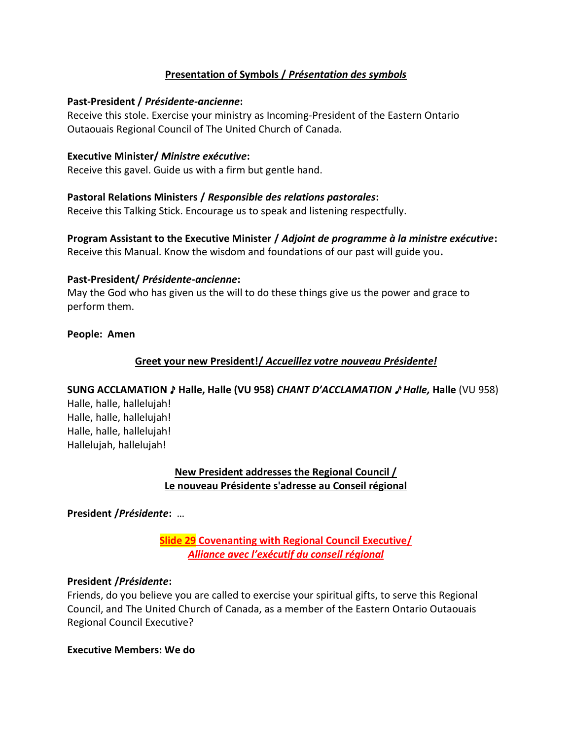**<u>Presentation of Symbols / *Présentation des symbols*</u>**

**Past-President / *Présidente-ancienne*:**
Receive this stole. Exercise your ministry as Incoming-President of the Eastern Ontario Outaouais Regional Council of The United Church of Canada.

**Executive Minister/ *Ministre exécutive*:**
Receive this gavel. Guide us with a firm but gentle hand.

**Pastoral Relations Ministers / *Responsible des relations pastorales*:**
Receive this Talking Stick. Encourage us to speak and listening respectfully.

**Program Assistant to the Executive Minister / *Adjoint de programme à la ministre exécutive*:**
Receive this Manual. Know the wisdom and foundations of our past will guide you**.**

**Past-President/ *Présidente-ancienne*:**
May the God who has given us the will to do these things give us the power and grace to perform them.

**People: Amen**

**<u>Greet your new President!/ *Accueillez votre nouveau Présidente!*</u>**

**SUNG ACCLAMATION ♪ Halle, Halle (VU 958)** ***CHANT D'ACCLAMATION ♪ Halle,*** **Halle** (VU 958)
Halle, halle, hallelujah!
Halle, halle, hallelujah!
Halle, halle, hallelujah!
Hallelujah, hallelujah!

**<u>New President addresses the Regional Council /</u>**
**<u>Le nouveau Présidente s'adresse au Conseil régional</u>**

**President /*Présidente*:** …

**<u>Slide 29 Covenanting with Regional Council Executive/</u>**
***<u>Alliance avec l'exécutif du conseil régional</u>***

**President /*Présidente*:**
Friends, do you believe you are called to exercise your spiritual gifts, to serve this Regional Council, and The United Church of Canada, as a member of the Eastern Ontario Outaouais Regional Council Executive?

**Executive Members: We do**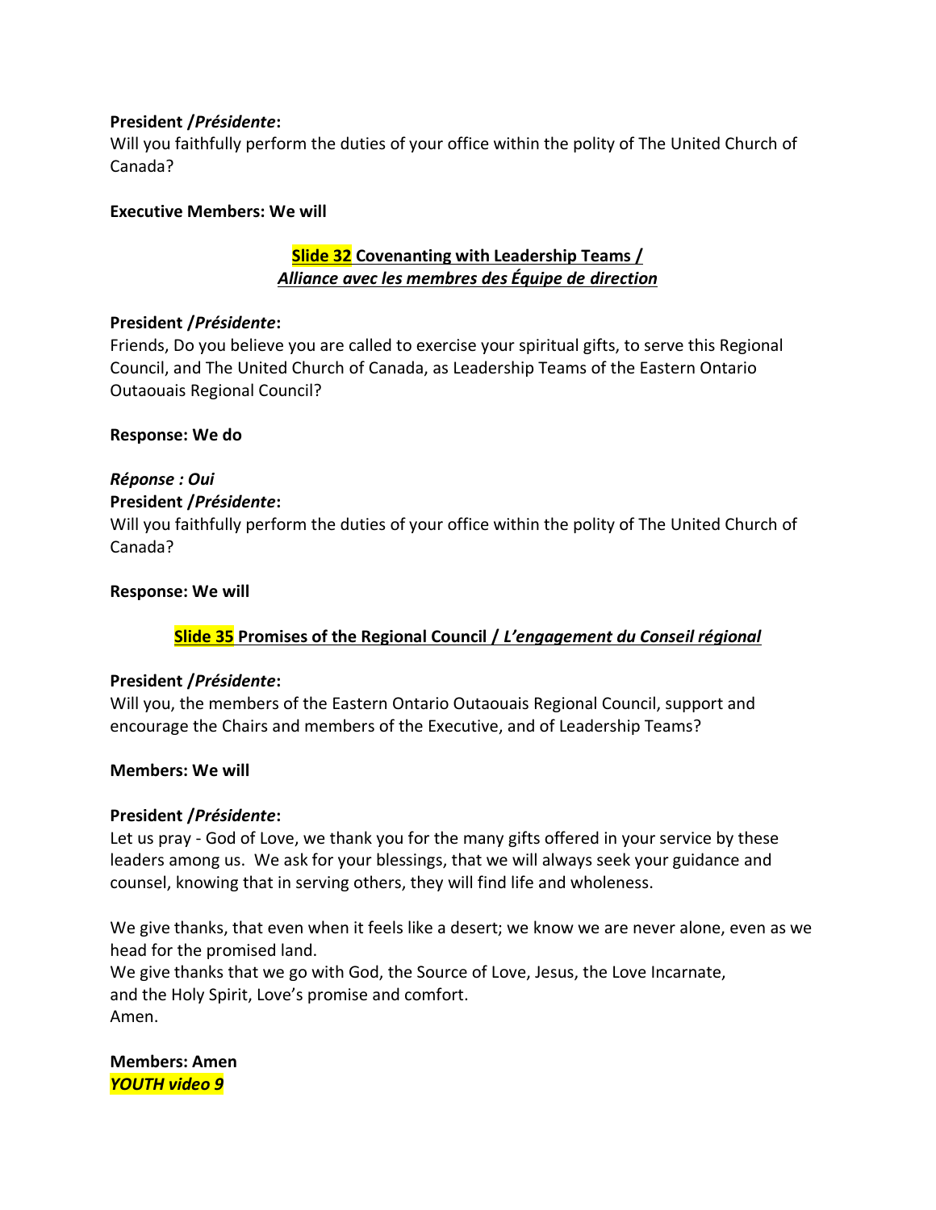**President /*Présidente*:**
Will you faithfully perform the duties of your office within the polity of The United Church of Canada?

**Executive Members: We will**

**Slide 32 Covenanting with Leadership Teams / *Alliance avec les membres des Équipe de direction***

**President /*Présidente*:**
Friends, Do you believe you are called to exercise your spiritual gifts, to serve this Regional Council, and The United Church of Canada, as Leadership Teams of the Eastern Ontario Outaouais Regional Council?

**Response: We do**

***Réponse : Oui***

**President /*Présidente*:**
Will you faithfully perform the duties of your office within the polity of The United Church of Canada?

**Response: We will**

**Slide 35 Promises of the Regional Council / *L'engagement du Conseil régional***

**President /*Présidente*:**
Will you, the members of the Eastern Ontario Outaouais Regional Council, support and encourage the Chairs and members of the Executive, and of Leadership Teams?

**Members: We will**

**President /*Présidente*:**
Let us pray - God of Love, we thank you for the many gifts offered in your service by these leaders among us. We ask for your blessings, that we will always seek your guidance and counsel, knowing that in serving others, they will find life and wholeness.

We give thanks, that even when it feels like a desert; we know we are never alone, even as we head for the promised land.
We give thanks that we go with God, the Source of Love, Jesus, the Love Incarnate,
and the Holy Spirit, Love's promise and comfort.
Amen.

**Members: Amen**
***YOUTH video 9***